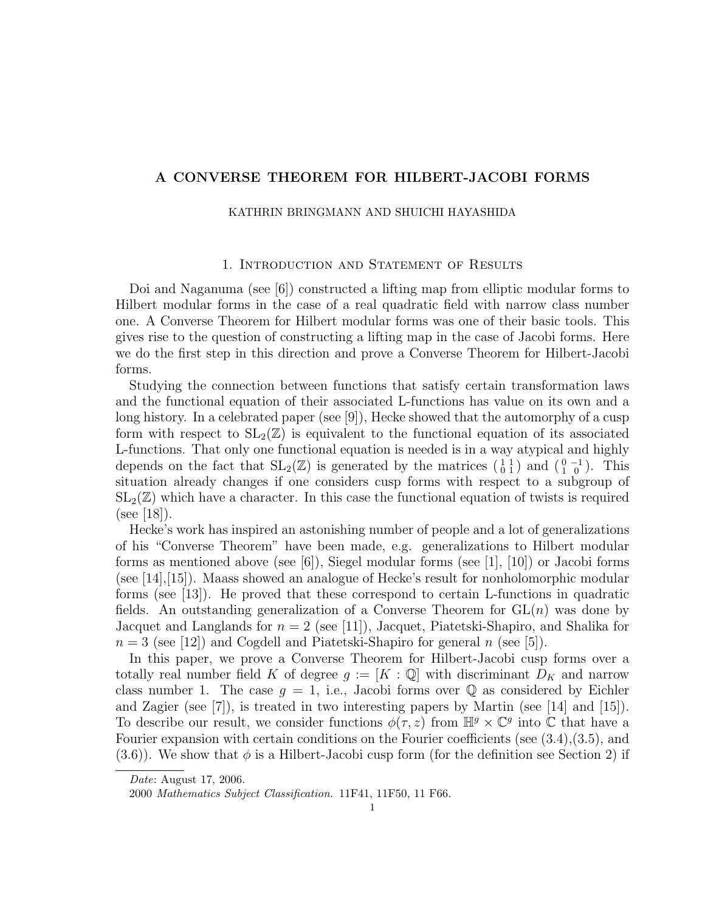# A CONVERSE THEOREM FOR HILBERT-JACOBI FORMS

KATHRIN BRINGMANN AND SHUICHI HAYASHIDA

## 1. Introduction and Statement of Results

Doi and Naganuma (see [6]) constructed a lifting map from elliptic modular forms to Hilbert modular forms in the case of a real quadratic field with narrow class number one. A Converse Theorem for Hilbert modular forms was one of their basic tools. This gives rise to the question of constructing a lifting map in the case of Jacobi forms. Here we do the first step in this direction and prove a Converse Theorem for Hilbert-Jacobi forms.

Studying the connection between functions that satisfy certain transformation laws and the functional equation of their associated L-functions has value on its own and a long history. In a celebrated paper (see [9]), Hecke showed that the automorphy of a cusp form with respect to $\mathrm{SL}_2(\mathbb{Z})$ is equivalent to the functional equation of its associated L-functions. That only one functional equation is needed is in a way atypical and highly depends on the fact that $\mathrm{SL}_2(\mathbb{Z})$ is generated by the matrices $\left(\begin{smallmatrix} 1 & 1 \\ 0 & 1 \end{smallmatrix}\right)$ and $\left(\begin{smallmatrix} 0 & -1 \\ 1 & 0 \end{smallmatrix}\right)$. This situation already changes if one considers cusp forms with respect to a subgroup of $\mathrm{SL}_2(\mathbb{Z})$ which have a character. In this case the functional equation of twists is required (see [18]).

Hecke's work has inspired an astonishing number of people and a lot of generalizations of his "Converse Theorem" have been made, e.g. generalizations to Hilbert modular forms as mentioned above (see [6]), Siegel modular forms (see [1], [10]) or Jacobi forms (see [14],[15]). Maass showed an analogue of Hecke's result for nonholomorphic modular forms (see [13]). He proved that these correspond to certain L-functions in quadratic fields. An outstanding generalization of a Converse Theorem for $\mathrm{GL}(n)$ was done by Jacquet and Langlands for $n = 2$ (see [11]), Jacquet, Piatetski-Shapiro, and Shalika for $n = 3$ (see [12]) and Cogdell and Piatetski-Shapiro for general $n$ (see [5]).

In this paper, we prove a Converse Theorem for Hilbert-Jacobi cusp forms over a totally real number field $K$ of degree $g := [K : \mathbb{Q}]$ with discriminant $D_K$ and narrow class number 1. The case $g = 1$, i.e., Jacobi forms over $\mathbb{Q}$ as considered by Eichler and Zagier (see [7]), is treated in two interesting papers by Martin (see [14] and [15]). To describe our result, we consider functions $\phi(\tau, z)$ from $\mathbb{H}^g \times \mathbb{C}^g$ into $\mathbb{C}$ that have a Fourier expansion with certain conditions on the Fourier coefficients (see (3.4),(3.5), and (3.6)). We show that $\phi$ is a Hilbert-Jacobi cusp form (for the definition see Section 2) if

---

*Date*: August 17, 2006.

2000 *Mathematics Subject Classification.* 11F41, 11F50, 11 F66.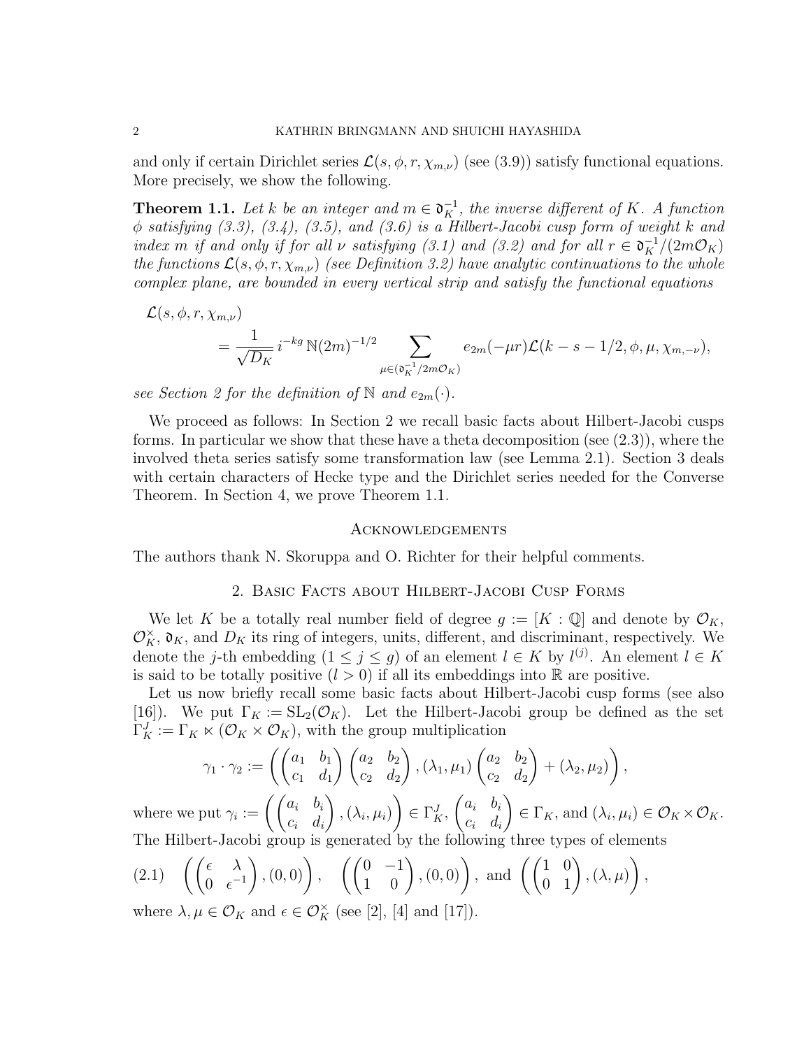and only if certain Dirichlet series $\mathcal{L}(s,\phi,r,\chi_{m,\nu})$ (see (3.9)) satisfy functional equations. More precisely, we show the following.

**Theorem 1.1.** *Let $k$ be an integer and $m \in \mathfrak{d}_K^{-1}$, the inverse different of $K$. A function $\phi$ satisfying (3.3), (3.4), (3.5), and (3.6) is a Hilbert-Jacobi cusp form of weight $k$ and index $m$ if and only if for all $\nu$ satisfying (3.1) and (3.2) and for all $r \in \mathfrak{d}_K^{-1}/(2m\mathcal{O}_K)$ the functions $\mathcal{L}(s,\phi,r,\chi_{m,\nu})$ (see Definition 3.2) have analytic continuations to the whole complex plane, are bounded in every vertical strip and satisfy the functional equations*

$$\mathcal{L}(s,\phi,r,\chi_{m,\nu}) = \frac{1}{\sqrt{D_K}}\, i^{-kg}\, \mathbb{N}(2m)^{-1/2} \sum_{\mu \in (\mathfrak{d}_K^{-1}/2m\mathcal{O}_K)} e_{2m}(-\mu r)\mathcal{L}(k-s-1/2,\phi,\mu,\chi_{m,-\nu}),$$

*see Section 2 for the definition of $\mathbb{N}$ and $e_{2m}(\cdot)$.*

We proceed as follows: In Section 2 we recall basic facts about Hilbert-Jacobi cusps forms. In particular we show that these have a theta decomposition (see (2.3)), where the involved theta series satisfy some transformation law (see Lemma 2.1). Section 3 deals with certain characters of Hecke type and the Dirichlet series needed for the Converse Theorem. In Section 4, we prove Theorem 1.1.

## Acknowledgements

The authors thank N. Skoruppa and O. Richter for their helpful comments.

## 2. Basic Facts about Hilbert-Jacobi Cusp Forms

We let $K$ be a totally real number field of degree $g := [K:\mathbb{Q}]$ and denote by $\mathcal{O}_K$, $\mathcal{O}_K^\times$, $\mathfrak{d}_K$, and $D_K$ its ring of integers, units, different, and discriminant, respectively. We denote the $j$-th embedding $(1 \le j \le g)$ of an element $l \in K$ by $l^{(j)}$. An element $l \in K$ is said to be totally positive ($l \succ 0$) if all its embeddings into $\mathbb{R}$ are positive.

Let us now briefly recall some basic facts about Hilbert-Jacobi cusp forms (see also [16]). We put $\Gamma_K := \mathrm{SL}_2(\mathcal{O}_K)$. Let the Hilbert-Jacobi group be defined as the set $\Gamma_K^J := \Gamma_K \ltimes (\mathcal{O}_K \times \mathcal{O}_K)$, with the group multiplication

$$\gamma_1 \cdot \gamma_2 := \left( \begin{pmatrix} a_1 & b_1 \\ c_1 & d_1 \end{pmatrix} \begin{pmatrix} a_2 & b_2 \\ c_2 & d_2 \end{pmatrix}, (\lambda_1,\mu_1) \begin{pmatrix} a_2 & b_2 \\ c_2 & d_2 \end{pmatrix} + (\lambda_2,\mu_2) \right),$$

where we put $\gamma_i := \left( \begin{pmatrix} a_i & b_i \\ c_i & d_i \end{pmatrix}, (\lambda_i,\mu_i) \right) \in \Gamma_K^J$, $\begin{pmatrix} a_i & b_i \\ c_i & d_i \end{pmatrix} \in \Gamma_K$, and $(\lambda_i,\mu_i) \in \mathcal{O}_K \times \mathcal{O}_K$. The Hilbert-Jacobi group is generated by the following three types of elements

$$\left( \begin{pmatrix} \epsilon & \lambda \\ 0 & \epsilon^{-1} \end{pmatrix}, (0,0) \right), \quad \left( \begin{pmatrix} 0 & -1 \\ 1 & 0 \end{pmatrix}, (0,0) \right), \text{ and } \left( \begin{pmatrix} 1 & 0 \\ 0 & 1 \end{pmatrix}, (\lambda,\mu) \right), \tag{2.1}$$

where $\lambda, \mu \in \mathcal{O}_K$ and $\epsilon \in \mathcal{O}_K^\times$ (see [2], [4] and [17]).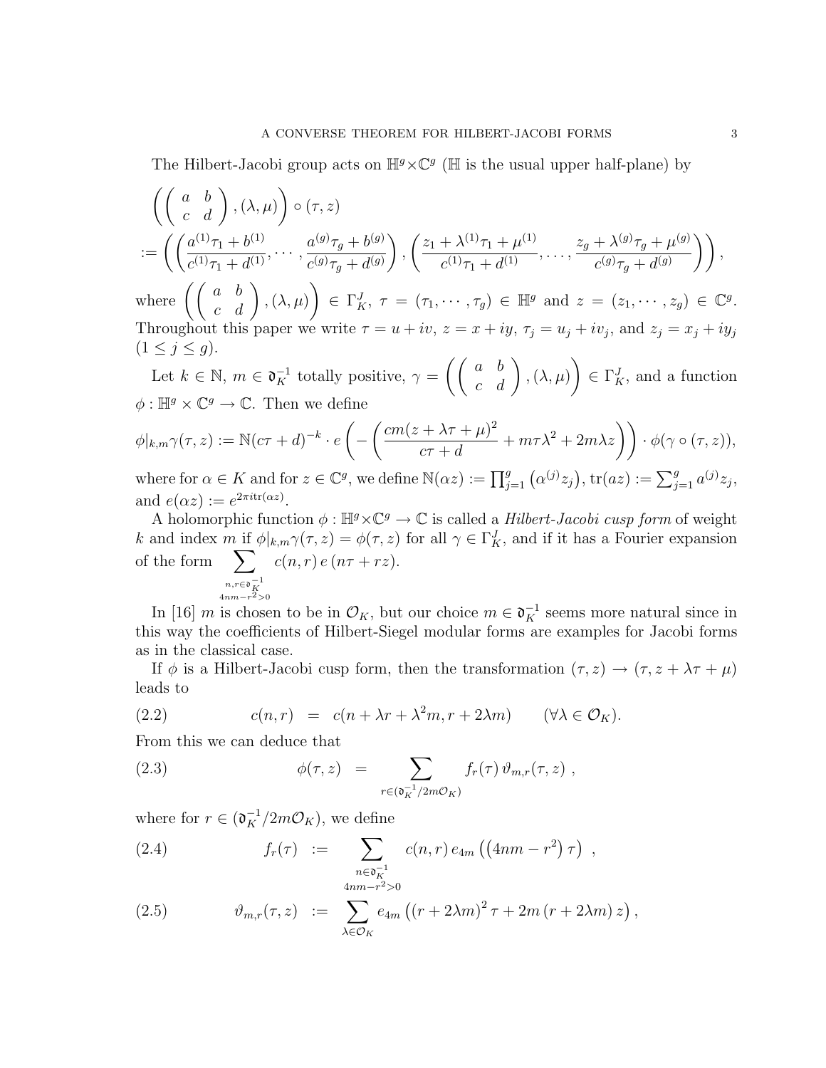The Hilbert-Jacobi group acts on $\mathbb{H}^g \times \mathbb{C}^g$ ($\mathbb{H}$ is the usual upper half-plane) by

$$\left( \left( \begin{array}{cc} a & b \\ c & d \end{array} \right), (\lambda, \mu) \right) \circ (\tau, z)$$

$$:= \left( \left( \frac{a^{(1)}\tau_1 + b^{(1)}}{c^{(1)}\tau_1 + d^{(1)}}, \cdots, \frac{a^{(g)}\tau_g + b^{(g)}}{c^{(g)}\tau_g + d^{(g)}} \right), \left( \frac{z_1 + \lambda^{(1)}\tau_1 + \mu^{(1)}}{c^{(1)}\tau_1 + d^{(1)}}, \ldots, \frac{z_g + \lambda^{(g)}\tau_g + \mu^{(g)}}{c^{(g)}\tau_g + d^{(g)}} \right) \right),$$

where $\left( \left( \begin{array}{cc} a & b \\ c & d \end{array} \right), (\lambda, \mu) \right) \in \Gamma_K^J$, $\tau = (\tau_1, \cdots, \tau_g) \in \mathbb{H}^g$ and $z = (z_1, \cdots, z_g) \in \mathbb{C}^g$. Throughout this paper we write $\tau = u + iv$, $z = x + iy$, $\tau_j = u_j + iv_j$, and $z_j = x_j + iy_j$ $(1 \leq j \leq g)$.

Let $k \in \mathbb{N}$, $m \in \mathfrak{d}_K^{-1}$ totally positive, $\gamma = \left( \left( \begin{array}{cc} a & b \\ c & d \end{array} \right), (\lambda, \mu) \right) \in \Gamma_K^J$, and a function $\phi : \mathbb{H}^g \times \mathbb{C}^g \to \mathbb{C}$. Then we define

$$\phi|_{k,m}\gamma(\tau, z) := \mathbb{N}(c\tau + d)^{-k} \cdot e\left( -\left( \frac{cm(z + \lambda\tau + \mu)^2}{c\tau + d} + m\tau\lambda^2 + 2m\lambda z \right) \right) \cdot \phi(\gamma \circ (\tau, z)),$$

where for $\alpha \in K$ and for $z \in \mathbb{C}^g$, we define $\mathbb{N}(\alpha z) := \prod_{j=1}^g \left( \alpha^{(j)} z_j \right)$, $\mathrm{tr}(az) := \sum_{j=1}^g a^{(j)} z_j$, and $e(\alpha z) := e^{2\pi i \mathrm{tr}(\alpha z)}$.

A holomorphic function $\phi : \mathbb{H}^g \times \mathbb{C}^g \to \mathbb{C}$ is called a *Hilbert-Jacobi cusp form* of weight $k$ and index $m$ if $\phi|_{k,m}\gamma(\tau, z) = \phi(\tau, z)$ for all $\gamma \in \Gamma_K^J$, and if it has a Fourier expansion of the form $\sum_{\substack{n, r \in \mathfrak{d}_K^{-1} \\ 4nm - r^2 \gg 0}} c(n, r)\, e\,(n\tau + rz)$.

In [16] $m$ is chosen to be in $\mathcal{O}_K$, but our choice $m \in \mathfrak{d}_K^{-1}$ seems more natural since in this way the coefficients of Hilbert-Siegel modular forms are examples for Jacobi forms as in the classical case.

If $\phi$ is a Hilbert-Jacobi cusp form, then the transformation $(\tau, z) \to (\tau, z + \lambda\tau + \mu)$ leads to

$$c(n, r) \;=\; c(n + \lambda r + \lambda^2 m, r + 2\lambda m) \qquad (\forall \lambda \in \mathcal{O}_K). \tag{2.2}$$

From this we can deduce that

$$\phi(\tau, z) \;=\; \sum_{r \in (\mathfrak{d}_K^{-1}/2m\mathcal{O}_K)} f_r(\tau)\, \vartheta_{m,r}(\tau, z)\;, \tag{2.3}$$

where for $r \in (\mathfrak{d}_K^{-1}/2m\mathcal{O}_K)$, we define

$$f_r(\tau) \;:=\; \sum_{\substack{n \in \mathfrak{d}_K^{-1} \\ 4nm - r^2 \gg 0}} c(n, r)\, e_{4m}\left( \left( 4nm - r^2 \right) \tau \right)\;, \tag{2.4}$$

$$\vartheta_{m,r}(\tau, z) \;:=\; \sum_{\lambda \in \mathcal{O}_K} e_{4m}\left( (r + 2\lambda m)^2 \tau + 2m\,(r + 2\lambda m)\, z \right), \tag{2.5}$$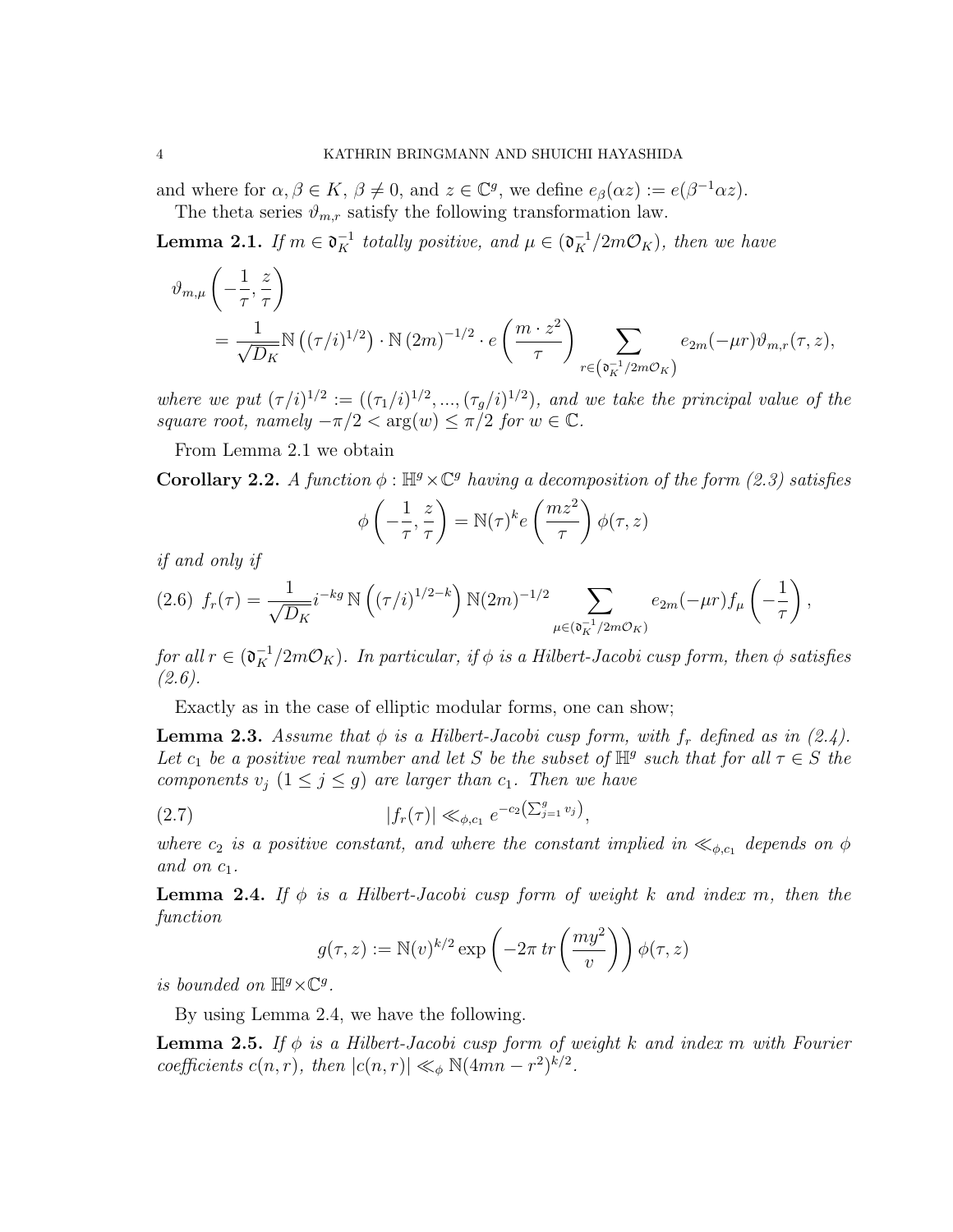and where for $\alpha, \beta \in K$, $\beta \neq 0$, and $z \in \mathbb{C}^g$, we define $e_\beta(\alpha z) := e(\beta^{-1}\alpha z)$.

The theta series $\vartheta_{m,r}$ satisfy the following transformation law.

**Lemma 2.1.** *If $m \in \mathfrak{d}_K^{-1}$ totally positive, and $\mu \in (\mathfrak{d}_K^{-1}/2m\mathcal{O}_K)$, then we have*

$$\vartheta_{m,\mu}\left(-\frac{1}{\tau}, \frac{z}{\tau}\right) = \frac{1}{\sqrt{D_K}} \mathbb{N}\left((\tau/i)^{1/2}\right) \cdot \mathbb{N}\left(2m\right)^{-1/2} \cdot e\left(\frac{m \cdot z^2}{\tau}\right) \sum_{r \in \left(\mathfrak{d}_K^{-1}/2m\mathcal{O}_K\right)} e_{2m}(-\mu r)\vartheta_{m,r}(\tau, z),$$

*where we put $(\tau/i)^{1/2} := ((\tau_1/i)^{1/2}, ..., (\tau_g/i)^{1/2})$, and we take the principal value of the square root, namely $-\pi/2 < \arg(w) \leq \pi/2$ for $w \in \mathbb{C}$.*

From Lemma 2.1 we obtain

**Corollary 2.2.** *A function $\phi : \mathbb{H}^g \times \mathbb{C}^g$ having a decomposition of the form (2.3) satisfies*

$$\phi\left(-\frac{1}{\tau}, \frac{z}{\tau}\right) = \mathbb{N}(\tau)^k e\left(\frac{mz^2}{\tau}\right)\phi(\tau, z)$$

*if and only if*

$$f_r(\tau) = \frac{1}{\sqrt{D_K}} i^{-kg}\, \mathbb{N}\left((\tau/i)^{1/2-k}\right) \mathbb{N}(2m)^{-1/2} \sum_{\mu \in (\mathfrak{d}_K^{-1}/2m\mathcal{O}_K)} e_{2m}(-\mu r) f_\mu\left(-\frac{1}{\tau}\right), \tag{2.6}$$

*for all $r \in (\mathfrak{d}_K^{-1}/2m\mathcal{O}_K)$. In particular, if $\phi$ is a Hilbert-Jacobi cusp form, then $\phi$ satisfies (2.6).*

Exactly as in the case of elliptic modular forms, one can show;

**Lemma 2.3.** *Assume that $\phi$ is a Hilbert-Jacobi cusp form, with $f_r$ defined as in (2.4). Let $c_1$ be a positive real number and let $S$ be the subset of $\mathbb{H}^g$ such that for all $\tau \in S$ the components $v_j$ $(1 \leq j \leq g)$ are larger than $c_1$. Then we have*

$$|f_r(\tau)| \ll_{\phi, c_1} e^{-c_2\left(\sum_{j=1}^g v_j\right)}, \tag{2.7}$$

*where $c_2$ is a positive constant, and where the constant implied in $\ll_{\phi,c_1}$ depends on $\phi$ and on $c_1$.*

**Lemma 2.4.** *If $\phi$ is a Hilbert-Jacobi cusp form of weight $k$ and index $m$, then the function*

$$g(\tau, z) := \mathbb{N}(v)^{k/2} \exp\left(-2\pi\, tr\left(\frac{my^2}{v}\right)\right)\phi(\tau, z)$$

*is bounded on $\mathbb{H}^g \times \mathbb{C}^g$.*

By using Lemma 2.4, we have the following.

**Lemma 2.5.** *If $\phi$ is a Hilbert-Jacobi cusp form of weight $k$ and index $m$ with Fourier coefficients $c(n, r)$, then $|c(n, r)| \ll_\phi \mathbb{N}(4mn - r^2)^{k/2}$.*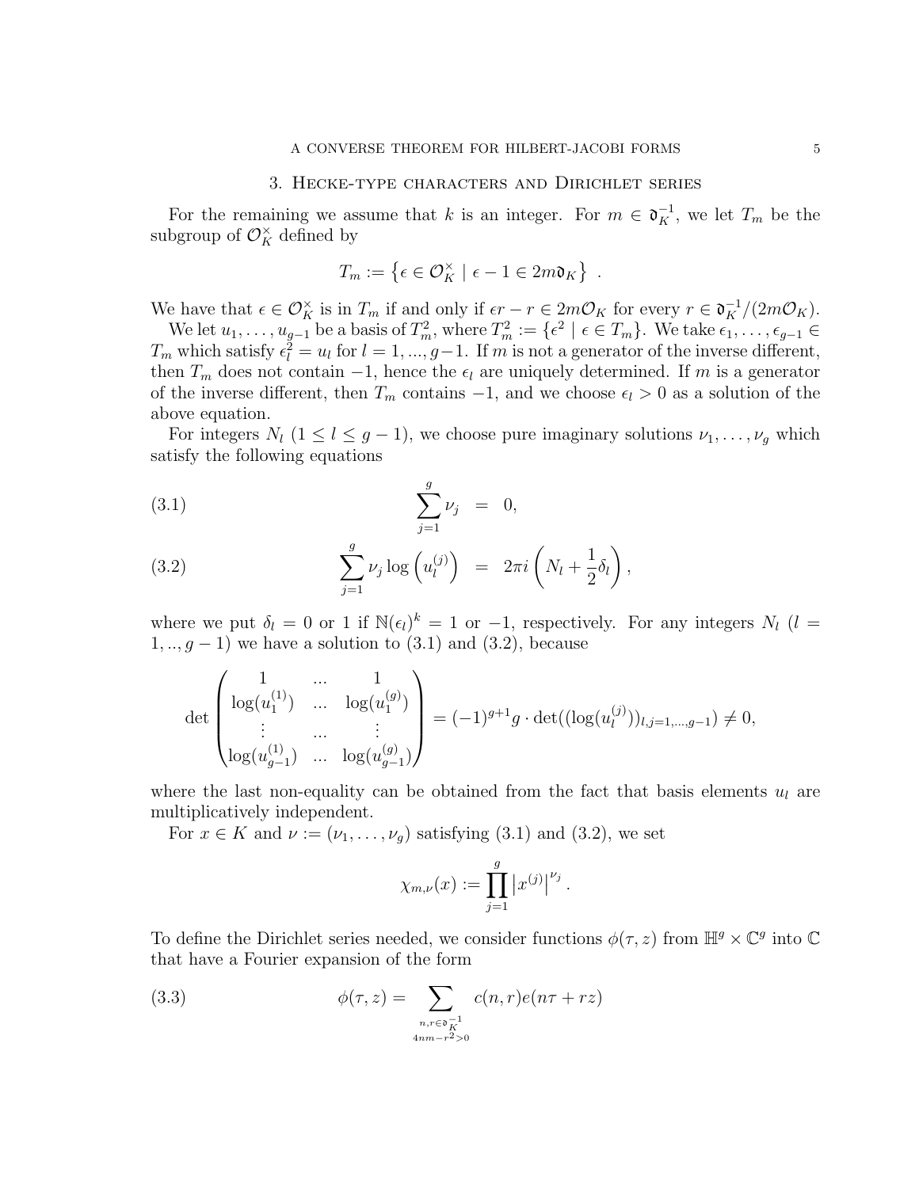## 3. Hecke-type characters and Dirichlet series

For the remaining we assume that $k$ is an integer. For $m \in \mathfrak{d}_K^{-1}$, we let $T_m$ be the subgroup of $\mathcal{O}_K^\times$ defined by

$$T_m := \left\{ \epsilon \in \mathcal{O}_K^\times \mid \epsilon - 1 \in 2m\mathfrak{d}_K \right\} .$$

We have that $\epsilon \in \mathcal{O}_K^\times$ is in $T_m$ if and only if $\epsilon r - r \in 2m\mathcal{O}_K$ for every $r \in \mathfrak{d}_K^{-1}/(2m\mathcal{O}_K)$.

We let $u_1, \dots, u_{g-1}$ be a basis of $T_m^2$, where $T_m^2 := \{\epsilon^2 \mid \epsilon \in T_m\}$. We take $\epsilon_1, \dots, \epsilon_{g-1} \in T_m$ which satisfy $\epsilon_l^2 = u_l$ for $l = 1, ..., g-1$. If $m$ is not a generator of the inverse different, then $T_m$ does not contain $-1$, hence the $\epsilon_l$ are uniquely determined. If $m$ is a generator of the inverse different, then $T_m$ contains $-1$, and we choose $\epsilon_l > 0$ as a solution of the above equation.

For integers $N_l$ $(1 \le l \le g-1)$, we choose pure imaginary solutions $\nu_1, \dots, \nu_g$ which satisfy the following equations

$$\sum_{j=1}^{g} \nu_j = 0, \tag{3.1}$$

$$\sum_{j=1}^{g} \nu_j \log\left(u_l^{(j)}\right) = 2\pi i \left(N_l + \frac{1}{2}\delta_l\right), \tag{3.2}$$

where we put $\delta_l = 0$ or $1$ if $\mathbb{N}(\epsilon_l)^k = 1$ or $-1$, respectively. For any integers $N_l$ $(l = 1, .., g-1)$ we have a solution to (3.1) and (3.2), because

$$\det \begin{pmatrix} 1 & ... & 1 \\ \log(u_1^{(1)}) & ... & \log(u_1^{(g)}) \\ \vdots & ... & \vdots \\ \log(u_{g-1}^{(1)}) & ... & \log(u_{g-1}^{(g)}) \end{pmatrix} = (-1)^{g+1} g \cdot \det((\log(u_l^{(j)}))_{l,j=1,...,g-1}) \neq 0,$$

where the last non-equality can be obtained from the fact that basis elements $u_l$ are multiplicatively independent.

For $x \in K$ and $\nu := (\nu_1, \dots, \nu_g)$ satisfying (3.1) and (3.2), we set

$$\chi_{m,\nu}(x) := \prod_{j=1}^{g} \left|x^{(j)}\right|^{\nu_j} .$$

To define the Dirichlet series needed, we consider functions $\phi(\tau, z)$ from $\mathbb{H}^g \times \mathbb{C}^g$ into $\mathbb{C}$ that have a Fourier expansion of the form

$$\phi(\tau, z) = \sum_{\substack{n, r \in \mathfrak{d}_K^{-1} \\ 4nm - r^2 > 0}} c(n, r) e(n\tau + rz) \tag{3.3}$$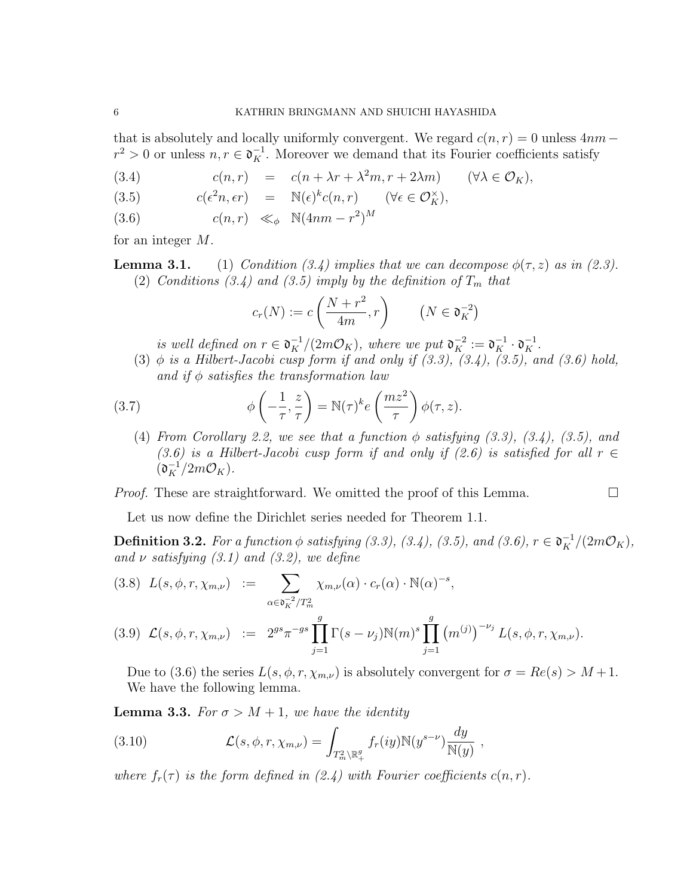that is absolutely and locally uniformly convergent. We regard $c(n,r) = 0$ unless $4nm - r^2 > 0$ or unless $n, r \in \mathfrak{d}_K^{-1}$. Moreover we demand that its Fourier coefficients satisfy

$$c(n,r) \quad = \quad c(n + \lambda r + \lambda^2 m, r + 2\lambda m) \qquad (\forall \lambda \in \mathcal{O}_K), \tag{3.4}$$

$$c(\epsilon^2 n, \epsilon r) \quad = \quad \mathbb{N}(\epsilon)^k c(n,r) \qquad (\forall \epsilon \in \mathcal{O}_K^\times), \tag{3.5}$$

$$c(n,r) \quad \ll_\phi \quad \mathbb{N}(4nm - r^2)^M \tag{3.6}$$

for an integer $M$.

**Lemma 3.1.** (1) *Condition (3.4) implies that we can decompose $\phi(\tau, z)$ as in (2.3).*

(2) *Conditions (3.4) and (3.5) imply by the definition of $T_m$ that*

$$c_r(N) := c\left(\frac{N + r^2}{4m}, r\right) \qquad \left(N \in \mathfrak{d}_K^{-2}\right)$$

*is well defined on $r \in \mathfrak{d}_K^{-1}/(2m\mathcal{O}_K)$, where we put $\mathfrak{d}_K^{-2} := \mathfrak{d}_K^{-1} \cdot \mathfrak{d}_K^{-1}$.*

(3) *$\phi$ is a Hilbert-Jacobi cusp form if and only if (3.3), (3.4), (3.5), and (3.6) hold, and if $\phi$ satisfies the transformation law*

$$\phi\left(-\frac{1}{\tau}, \frac{z}{\tau}\right) = \mathbb{N}(\tau)^k e\left(\frac{mz^2}{\tau}\right)\phi(\tau, z). \tag{3.7}$$

(4) *From Corollary 2.2, we see that a function $\phi$ satisfying (3.3), (3.4), (3.5), and (3.6) is a Hilbert-Jacobi cusp form if and only if (2.6) is satisfied for all $r \in (\mathfrak{d}_K^{-1}/2m\mathcal{O}_K)$.*

*Proof.* These are straightforward. We omitted the proof of this Lemma. $\square$

Let us now define the Dirichlet series needed for Theorem 1.1.

**Definition 3.2.** *For a function $\phi$ satisfying (3.3), (3.4), (3.5), and (3.6), $r \in \mathfrak{d}_K^{-1}/(2m\mathcal{O}_K)$, and $\nu$ satisfying (3.1) and (3.2), we define*

$$L(s, \phi, r, \chi_{m,\nu}) \quad := \quad \sum_{\alpha \in \mathfrak{d}_K^{-2}/T_m^2} \chi_{m,\nu}(\alpha) \cdot c_r(\alpha) \cdot \mathbb{N}(\alpha)^{-s}, \tag{3.8}$$

$$\mathcal{L}(s, \phi, r, \chi_{m,\nu}) \quad := \quad 2^{gs}\pi^{-gs} \prod_{j=1}^{g} \Gamma(s - \nu_j)\mathbb{N}(m)^s \prod_{j=1}^{g} \left(m^{(j)}\right)^{-\nu_j} L(s, \phi, r, \chi_{m,\nu}). \tag{3.9}$$

Due to (3.6) the series $L(s, \phi, r, \chi_{m,\nu})$ is absolutely convergent for $\sigma = Re(s) > M + 1$. We have the following lemma.

**Lemma 3.3.** *For $\sigma > M + 1$, we have the identity*

$$\mathcal{L}(s, \phi, r, \chi_{m,\nu}) = \int_{T_m^2 \backslash \mathbb{R}_+^g} f_r(iy) \mathbb{N}(y^{s-\nu}) \frac{dy}{\mathbb{N}(y)}\ , \tag{3.10}$$

*where $f_r(\tau)$ is the form defined in (2.4) with Fourier coefficients $c(n,r)$.*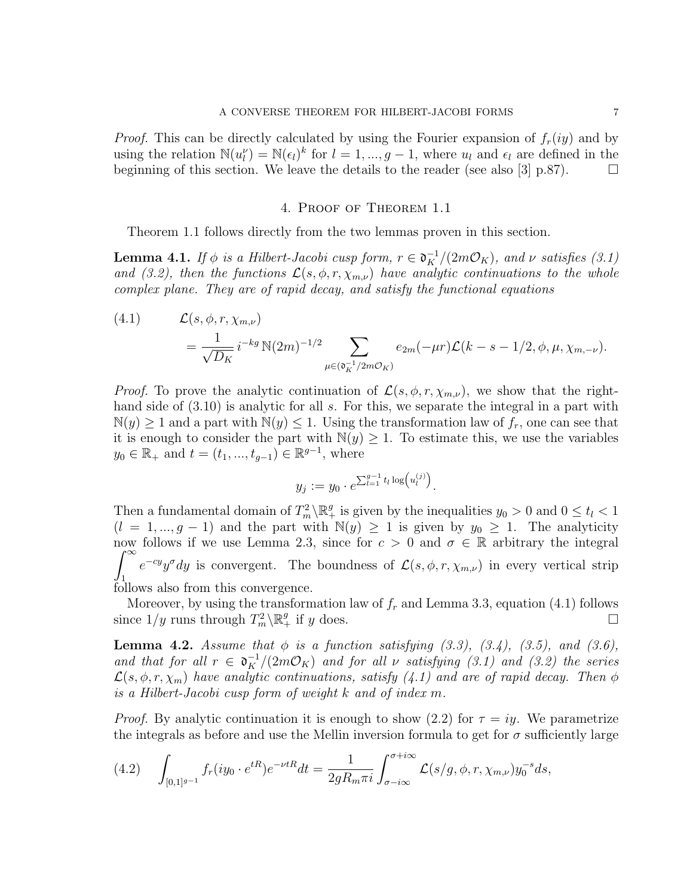*Proof.* This can be directly calculated by using the Fourier expansion of $f_r(iy)$ and by using the relation $\mathbb{N}(u_l^\nu) = \mathbb{N}(\epsilon_l)^k$ for $l = 1, ..., g-1$, where $u_l$ and $\epsilon_l$ are defined in the beginning of this section. We leave the details to the reader (see also [3] p.87). $\square$

## 4. Proof of Theorem 1.1

Theorem 1.1 follows directly from the two lemmas proven in this section.

**Lemma 4.1.** *If $\phi$ is a Hilbert-Jacobi cusp form, $r \in \mathfrak{d}_K^{-1}/(2m\mathcal{O}_K)$, and $\nu$ satisfies (3.1) and (3.2), then the functions $\mathcal{L}(s, \phi, r, \chi_{m,\nu})$ have analytic continuations to the whole complex plane. They are of rapid decay, and satisfy the functional equations*

$$
\begin{aligned}
(4.1) \qquad & \mathcal{L}(s, \phi, r, \chi_{m,\nu}) \\
&= \frac{1}{\sqrt{D_K}} i^{-kg}\, \mathbb{N}(2m)^{-1/2} \sum_{\mu \in (\mathfrak{d}_K^{-1}/2m\mathcal{O}_K)} e_{2m}(-\mu r) \mathcal{L}(k - s - 1/2, \phi, \mu, \chi_{m,-\nu}).
\end{aligned}
$$

*Proof.* To prove the analytic continuation of $\mathcal{L}(s, \phi, r, \chi_{m,\nu})$, we show that the right-hand side of (3.10) is analytic for all $s$. For this, we separate the integral in a part with $\mathbb{N}(y) \geq 1$ and a part with $\mathbb{N}(y) \leq 1$. Using the transformation law of $f_r$, one can see that it is enough to consider the part with $\mathbb{N}(y) \geq 1$. To estimate this, we use the variables $y_0 \in \mathbb{R}_+$ and $t = (t_1, ..., t_{g-1}) \in \mathbb{R}^{g-1}$, where

$$
y_j := y_0 \cdot e^{\sum_{l=1}^{g-1} t_l \log\left(u_l^{(j)}\right)}.
$$

Then a fundamental domain of $T_m^2 \backslash \mathbb{R}_+^g$ is given by the inequalities $y_0 > 0$ and $0 \leq t_l < 1$ $(l = 1, ..., g-1)$ and the part with $\mathbb{N}(y) \geq 1$ is given by $y_0 \geq 1$. The analyticity now follows if we use Lemma 2.3, since for $c > 0$ and $\sigma \in \mathbb{R}$ arbitrary the integral $\displaystyle\int_1^\infty e^{-cy} y^\sigma dy$ is convergent. The boundness of $\mathcal{L}(s, \phi, r, \chi_{m,\nu})$ in every vertical strip follows also from this convergence.

Moreover, by using the transformation law of $f_r$ and Lemma 3.3, equation (4.1) follows since $1/y$ runs through $T_m^2 \backslash \mathbb{R}_+^g$ if $y$ does. $\square$

**Lemma 4.2.** *Assume that $\phi$ is a function satisfying (3.3), (3.4), (3.5), and (3.6), and that for all $r \in \mathfrak{d}_K^{-1}/(2m\mathcal{O}_K)$ and for all $\nu$ satisfying (3.1) and (3.2) the series $\mathcal{L}(s, \phi, r, \chi_m)$ have analytic continuations, satisfy (4.1) and are of rapid decay. Then $\phi$ is a Hilbert-Jacobi cusp form of weight $k$ and of index $m$.*

*Proof.* By analytic continuation it is enough to show (2.2) for $\tau = iy$. We parametrize the integrals as before and use the Mellin inversion formula to get for $\sigma$ sufficiently large

$$
(4.2) \quad \int_{[0,1]^{g-1}} f_r(iy_0 \cdot e^{tR}) e^{-\nu t R} dt = \frac{1}{2gR_m \pi i} \int_{\sigma - i\infty}^{\sigma + i\infty} \mathcal{L}(s/g, \phi, r, \chi_{m,\nu}) y_0^{-s} ds,
$$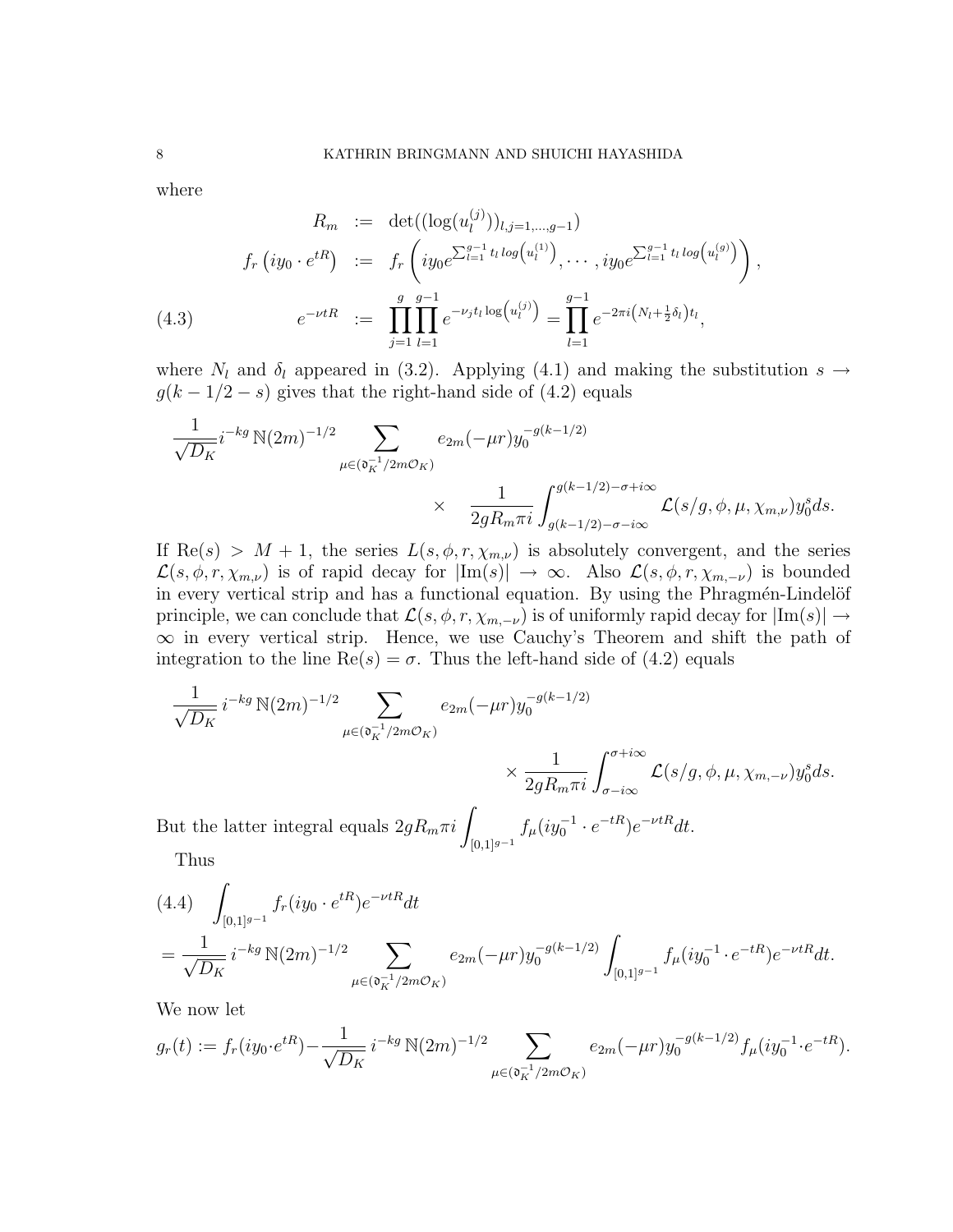where

$$
\begin{aligned}
R_m &:= \det((\log(u_l^{(j)}))_{l,j=1,\dots,g-1}) \\
f_r\left(iy_0 \cdot e^{tR}\right) &:= f_r\left(iy_0 e^{\sum_{l=1}^{g-1} t_l \log\left(u_l^{(1)}\right)}, \cdots, iy_0 e^{\sum_{l=1}^{g-1} t_l \log\left(u_l^{(g)}\right)}\right), \\
e^{-\nu tR} &:= \prod_{j=1}^{g}\prod_{l=1}^{g-1} e^{-\nu_j t_l \log\left(u_l^{(j)}\right)} = \prod_{l=1}^{g-1} e^{-2\pi i\left(N_l + \frac{1}{2}\delta_l\right)t_l},
\end{aligned}
\tag{4.3}
$$

where $N_l$ and $\delta_l$ appeared in (3.2). Applying (4.1) and making the substitution $s \to g(k-1/2-s)$ gives that the right-hand side of (4.2) equals

$$
\frac{1}{\sqrt{D_K}} i^{-kg}\, \mathbb{N}(2m)^{-1/2} \sum_{\mu \in (\mathfrak{d}_K^{-1}/2m\mathcal{O}_K)} e_{2m}(-\mu r) y_0^{-g(k-1/2)} \times \frac{1}{2gR_m\pi i}\int_{g(k-1/2)-\sigma-i\infty}^{g(k-1/2)-\sigma+i\infty} \mathcal{L}(s/g, \phi, \mu, \chi_{m,\nu}) y_0^s ds.
$$

If $\mathrm{Re}(s) > M+1$, the series $L(s, \phi, r, \chi_{m,\nu})$ is absolutely convergent, and the series $\mathcal{L}(s, \phi, r, \chi_{m,\nu})$ is of rapid decay for $|\mathrm{Im}(s)| \to \infty$. Also $\mathcal{L}(s, \phi, r, \chi_{m,-\nu})$ is bounded in every vertical strip and has a functional equation. By using the Phragmén-Lindelöf principle, we can conclude that $\mathcal{L}(s, \phi, r, \chi_{m,-\nu})$ is of uniformly rapid decay for $|\mathrm{Im}(s)| \to \infty$ in every vertical strip. Hence, we use Cauchy's Theorem and shift the path of integration to the line $\mathrm{Re}(s) = \sigma$. Thus the left-hand side of (4.2) equals

$$
\frac{1}{\sqrt{D_K}}\, i^{-kg}\, \mathbb{N}(2m)^{-1/2} \sum_{\mu \in (\mathfrak{d}_K^{-1}/2m\mathcal{O}_K)} e_{2m}(-\mu r) y_0^{-g(k-1/2)} \times \frac{1}{2gR_m\pi i}\int_{\sigma-i\infty}^{\sigma+i\infty} \mathcal{L}(s/g, \phi, \mu, \chi_{m,-\nu}) y_0^s ds.
$$

But the latter integral equals $2gR_m\pi i \displaystyle\int_{[0,1]^{g-1}} f_\mu(iy_0^{-1} \cdot e^{-tR}) e^{-\nu tR} dt$.

Thus

$$
\begin{aligned}
&\int_{[0,1]^{g-1}} f_r(iy_0 \cdot e^{tR}) e^{-\nu tR} dt \\
&= \frac{1}{\sqrt{D_K}}\, i^{-kg}\, \mathbb{N}(2m)^{-1/2} \sum_{\mu \in (\mathfrak{d}_K^{-1}/2m\mathcal{O}_K)} e_{2m}(-\mu r) y_0^{-g(k-1/2)} \int_{[0,1]^{g-1}} f_\mu(iy_0^{-1} \cdot e^{-tR}) e^{-\nu tR} dt.
\end{aligned}
\tag{4.4}
$$

We now let

$$
g_r(t) := f_r(iy_0 \cdot e^{tR}) - \frac{1}{\sqrt{D_K}}\, i^{-kg}\, \mathbb{N}(2m)^{-1/2} \sum_{\mu \in (\mathfrak{d}_K^{-1}/2m\mathcal{O}_K)} e_{2m}(-\mu r) y_0^{-g(k-1/2)} f_\mu(iy_0^{-1} \cdot e^{-tR}).
$$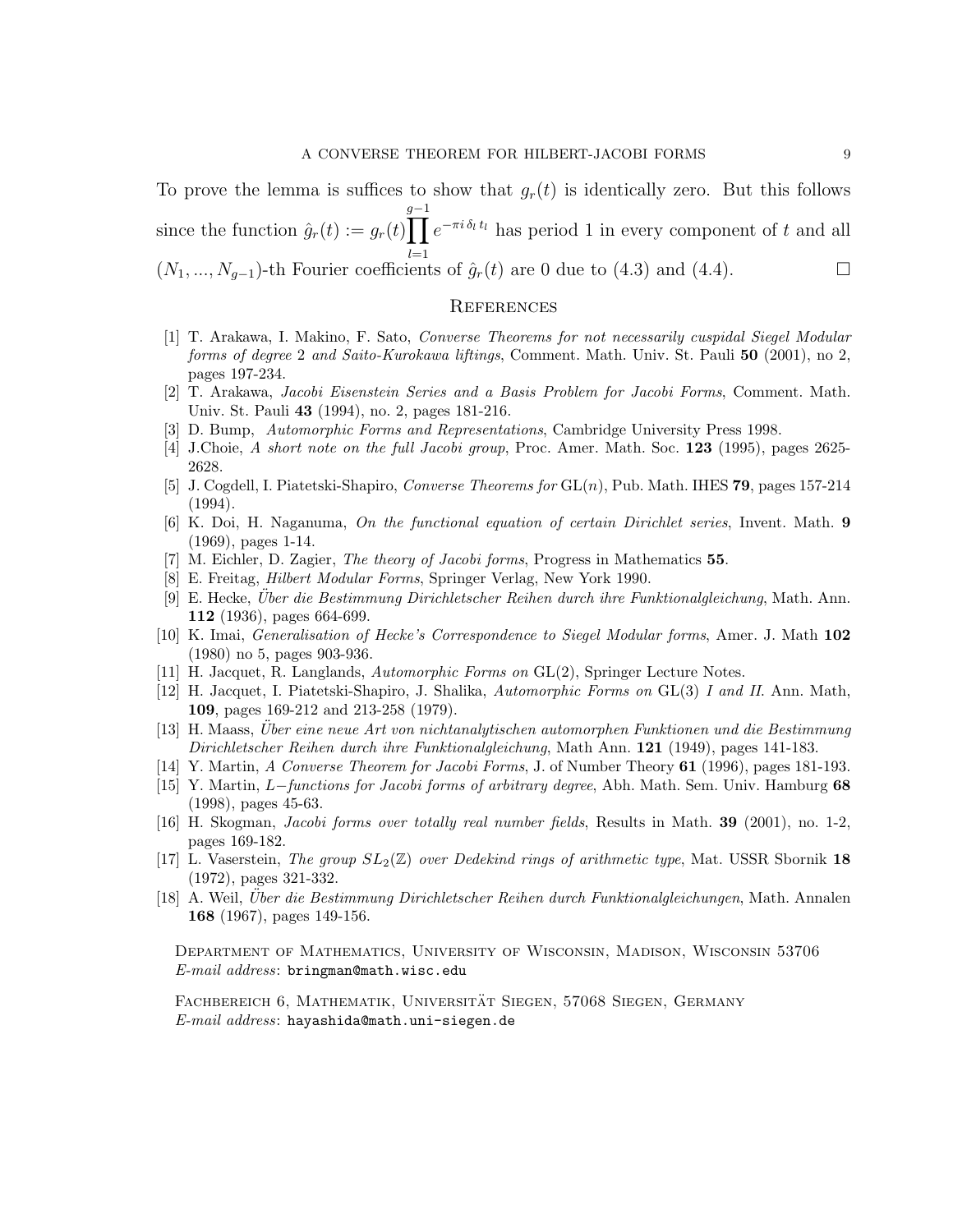To prove the lemma is suffices to show that $g_r(t)$ is identically zero. But this follows since the function $\hat{g}_r(t) := g_r(t)\prod_{l=1}^{g-1} e^{-\pi i\,\delta_l\,t_l}$ has period 1 in every component of $t$ and all $(N_1, ..., N_{g-1})$-th Fourier coefficients of $\hat{g}_r(t)$ are 0 due to (4.3) and (4.4). $\square$

## References

[1] T. Arakawa, I. Makino, F. Sato, *Converse Theorems for not necessarily cuspidal Siegel Modular forms of degree* 2 *and Saito-Kurokawa liftings*, Comment. Math. Univ. St. Pauli **50** (2001), no 2, pages 197-234.

[2] T. Arakawa, *Jacobi Eisenstein Series and a Basis Problem for Jacobi Forms*, Comment. Math. Univ. St. Pauli **43** (1994), no. 2, pages 181-216.

[3] D. Bump, *Automorphic Forms and Representations*, Cambridge University Press 1998.

[4] J.Choie, *A short note on the full Jacobi group*, Proc. Amer. Math. Soc. **123** (1995), pages 2625-2628.

[5] J. Cogdell, I. Piatetski-Shapiro, *Converse Theorems for* GL$(n)$, Pub. Math. IHES **79**, pages 157-214 (1994).

[6] K. Doi, H. Naganuma, *On the functional equation of certain Dirichlet series*, Invent. Math. **9** (1969), pages 1-14.

[7] M. Eichler, D. Zagier, *The theory of Jacobi forms*, Progress in Mathematics **55**.

[8] E. Freitag, *Hilbert Modular Forms*, Springer Verlag, New York 1990.

[9] E. Hecke, *Über die Bestimmung Dirichletscher Reihen durch ihre Funktionalgleichung*, Math. Ann. **112** (1936), pages 664-699.

[10] K. Imai, *Generalisation of Hecke's Correspondence to Siegel Modular forms*, Amer. J. Math **102** (1980) no 5, pages 903-936.

[11] H. Jacquet, R. Langlands, *Automorphic Forms on* GL(2), Springer Lecture Notes.

[12] H. Jacquet, I. Piatetski-Shapiro, J. Shalika, *Automorphic Forms on* GL(3) *I and II*. Ann. Math, **109**, pages 169-212 and 213-258 (1979).

[13] H. Maass, *Über eine neue Art von nichtanalytischen automorphen Funktionen und die Bestimmung Dirichletscher Reihen durch ihre Funktionalgleichung*, Math Ann. **121** (1949), pages 141-183.

[14] Y. Martin, *A Converse Theorem for Jacobi Forms*, J. of Number Theory **61** (1996), pages 181-193.

[15] Y. Martin, *L−functions for Jacobi forms of arbitrary degree*, Abh. Math. Sem. Univ. Hamburg **68** (1998), pages 45-63.

[16] H. Skogman, *Jacobi forms over totally real number fields*, Results in Math. **39** (2001), no. 1-2, pages 169-182.

[17] L. Vaserstein, *The group $SL_2(\mathbb{Z})$ over Dedekind rings of arithmetic type*, Mat. USSR Sbornik **18** (1972), pages 321-332.

[18] A. Weil, *Über die Bestimmung Dirichletscher Reihen durch Funktionalgleichungen*, Math. Annalen **168** (1967), pages 149-156.

Department of Mathematics, University of Wisconsin, Madison, Wisconsin 53706
*E-mail address*: bringman@math.wisc.edu

Fachbereich 6, Mathematik, Universität Siegen, 57068 Siegen, Germany
*E-mail address*: hayashida@math.uni-siegen.de